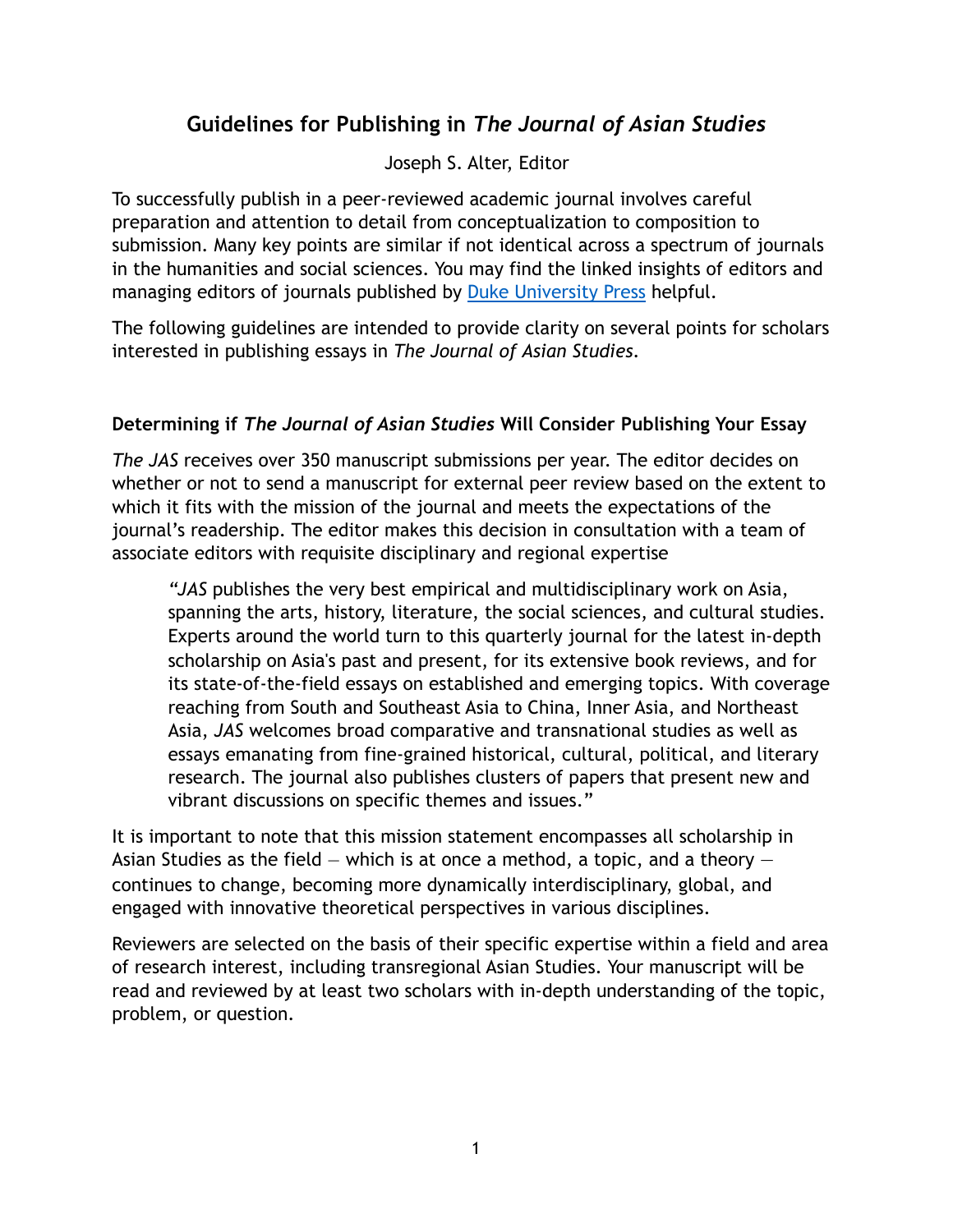# Guidelines for Publishing in *The Journal of Asian Studies*

Joseph S. Alter, Editor

To successfully publish in a peer-reviewed academic journal involves careful preparation and attention to detail from conceptualization to composition to submission. Many key points are similar if not identical across a spectrum of journals in the humanities and social sciences. You may find the linked insights of editors and managing editors of journals published by Duke University Press helpful.

The following guidelines are intended to provide clarity on several points for scholars interested in publishing essays in *The Journal of Asian Studies*.

### Determining if *The Journal of Asian Studies* Will Consider Publishing Your Essay

*The JAS* receives over 350 manuscript submissions per year. The editor decides on whether or not to send a manuscript for external peer review based on the extent to which it fits with the mission of the journal and meets the expectations of the journal's readership. The editor makes this decision in consultation with a team of associate editors with requisite disciplinary and regional expertise

> "*JAS* publishes the very best empirical and multidisciplinary work on Asia, spanning the arts, history, literature, the social sciences, and cultural studies. Experts around the world turn to this quarterly journal for the latest in-depth scholarship on Asia's past and present, for its extensive book reviews, and for its state-of-the-field essays on established and emerging topics. With coverage reaching from South and Southeast Asia to China, Inner Asia, and Northeast Asia, *JAS* welcomes broad comparative and transnational studies as well as essays emanating from fine-grained historical, cultural, political, and literary research. The journal also publishes clusters of papers that present new and vibrant discussions on specific themes and issues."

It is important to note that this mission statement encompasses all scholarship in Asian Studies as the field — which is at once a method, a topic, and a theory — continues to change, becoming more dynamically interdisciplinary, global, and engaged with innovative theoretical perspectives in various disciplines.

Reviewers are selected on the basis of their specific expertise within a field and area of research interest, including transregional Asian Studies. Your manuscript will be read and reviewed by at least two scholars with in-depth understanding of the topic, problem, or question.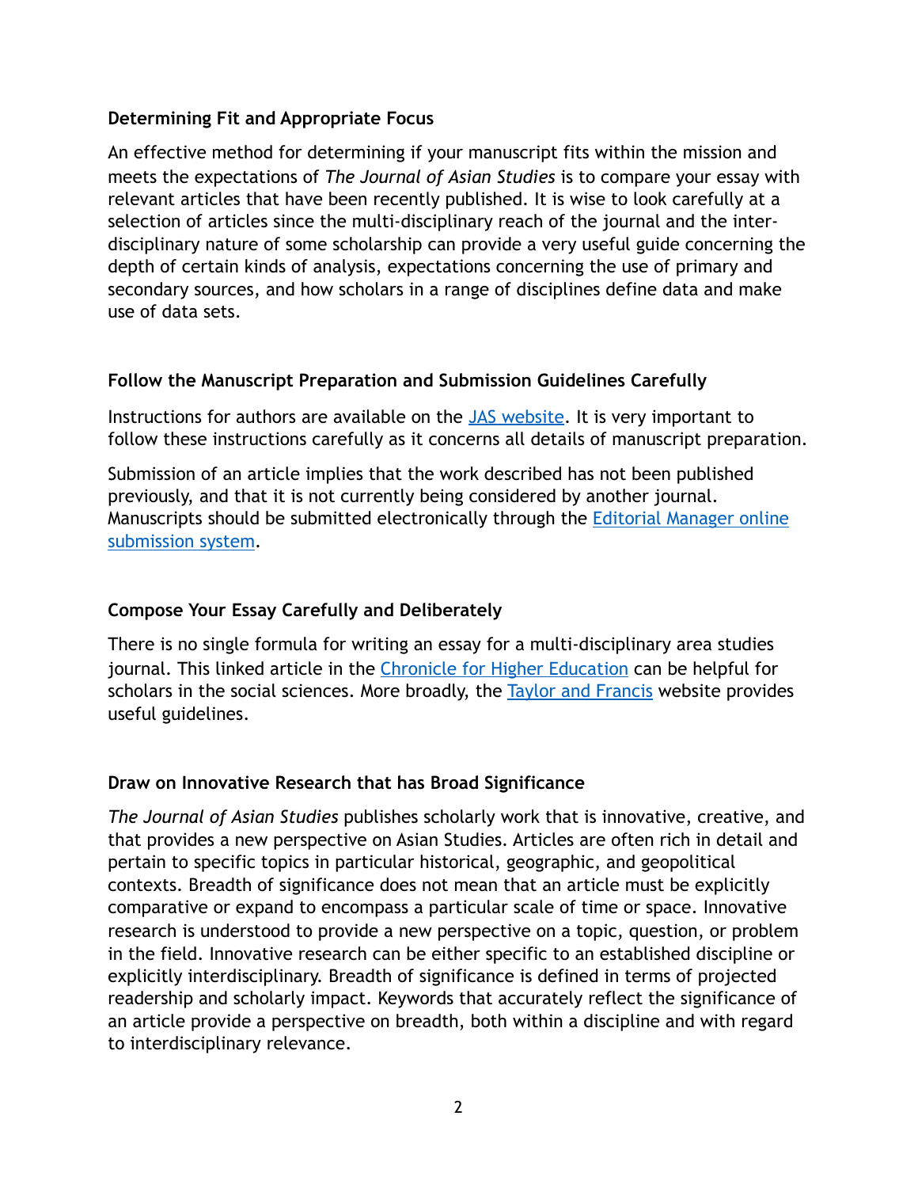**Determining Fit and Appropriate Focus**

An effective method for determining if your manuscript fits within the mission and meets the expectations of *The Journal of Asian Studies* is to compare your essay with relevant articles that have been recently published. It is wise to look carefully at a selection of articles since the multi-disciplinary reach of the journal and the inter-disciplinary nature of some scholarship can provide a very useful guide concerning the depth of certain kinds of analysis, expectations concerning the use of primary and secondary sources, and how scholars in a range of disciplines define data and make use of data sets.

**Follow the Manuscript Preparation and Submission Guidelines Carefully**

Instructions for authors are available on the JAS website. It is very important to follow these instructions carefully as it concerns all details of manuscript preparation.

Submission of an article implies that the work described has not been published previously, and that it is not currently being considered by another journal. Manuscripts should be submitted electronically through the Editorial Manager online submission system.

**Compose Your Essay Carefully and Deliberately**

There is no single formula for writing an essay for a multi-disciplinary area studies journal. This linked article in the Chronicle for Higher Education can be helpful for scholars in the social sciences. More broadly, the Taylor and Francis website provides useful guidelines.

**Draw on Innovative Research that has Broad Significance**

*The Journal of Asian Studies* publishes scholarly work that is innovative, creative, and that provides a new perspective on Asian Studies. Articles are often rich in detail and pertain to specific topics in particular historical, geographic, and geopolitical contexts. Breadth of significance does not mean that an article must be explicitly comparative or expand to encompass a particular scale of time or space. Innovative research is understood to provide a new perspective on a topic, question, or problem in the field. Innovative research can be either specific to an established discipline or explicitly interdisciplinary. Breadth of significance is defined in terms of projected readership and scholarly impact. Keywords that accurately reflect the significance of an article provide a perspective on breadth, both within a discipline and with regard to interdisciplinary relevance.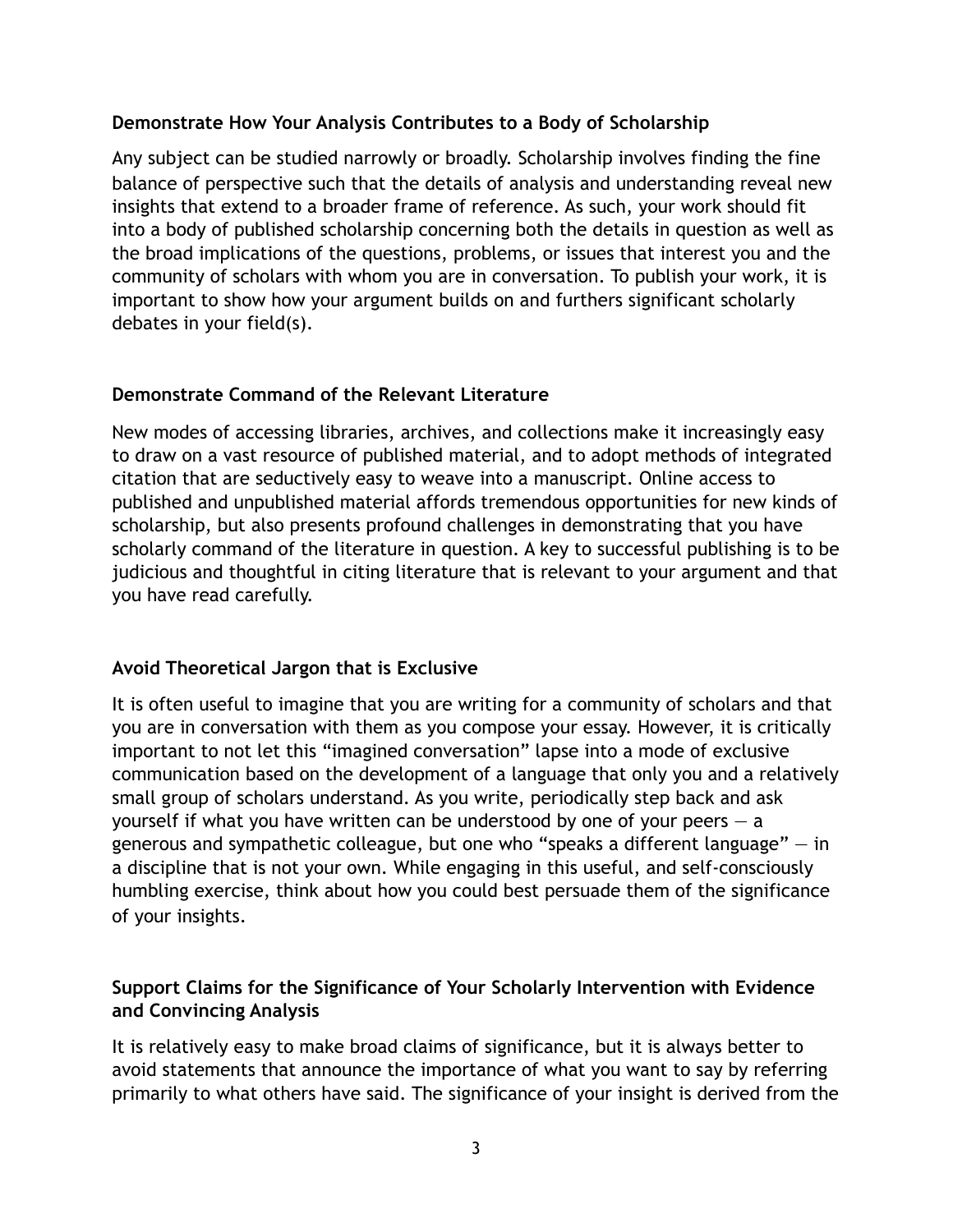**Demonstrate How Your Analysis Contributes to a Body of Scholarship**

Any subject can be studied narrowly or broadly. Scholarship involves finding the fine balance of perspective such that the details of analysis and understanding reveal new insights that extend to a broader frame of reference. As such, your work should fit into a body of published scholarship concerning both the details in question as well as the broad implications of the questions, problems, or issues that interest you and the community of scholars with whom you are in conversation. To publish your work, it is important to show how your argument builds on and furthers significant scholarly debates in your field(s).

**Demonstrate Command of the Relevant Literature**

New modes of accessing libraries, archives, and collections make it increasingly easy to draw on a vast resource of published material, and to adopt methods of integrated citation that are seductively easy to weave into a manuscript. Online access to published and unpublished material affords tremendous opportunities for new kinds of scholarship, but also presents profound challenges in demonstrating that you have scholarly command of the literature in question. A key to successful publishing is to be judicious and thoughtful in citing literature that is relevant to your argument and that you have read carefully.

**Avoid Theoretical Jargon that is Exclusive**

It is often useful to imagine that you are writing for a community of scholars and that you are in conversation with them as you compose your essay. However, it is critically important to not let this "imagined conversation" lapse into a mode of exclusive communication based on the development of a language that only you and a relatively small group of scholars understand. As you write, periodically step back and ask yourself if what you have written can be understood by one of your peers — a generous and sympathetic colleague, but one who "speaks a different language" — in a discipline that is not your own. While engaging in this useful, and self-consciously humbling exercise, think about how you could best persuade them of the significance of your insights.

**Support Claims for the Significance of Your Scholarly Intervention with Evidence and Convincing Analysis**

It is relatively easy to make broad claims of significance, but it is always better to avoid statements that announce the importance of what you want to say by referring primarily to what others have said. The significance of your insight is derived from the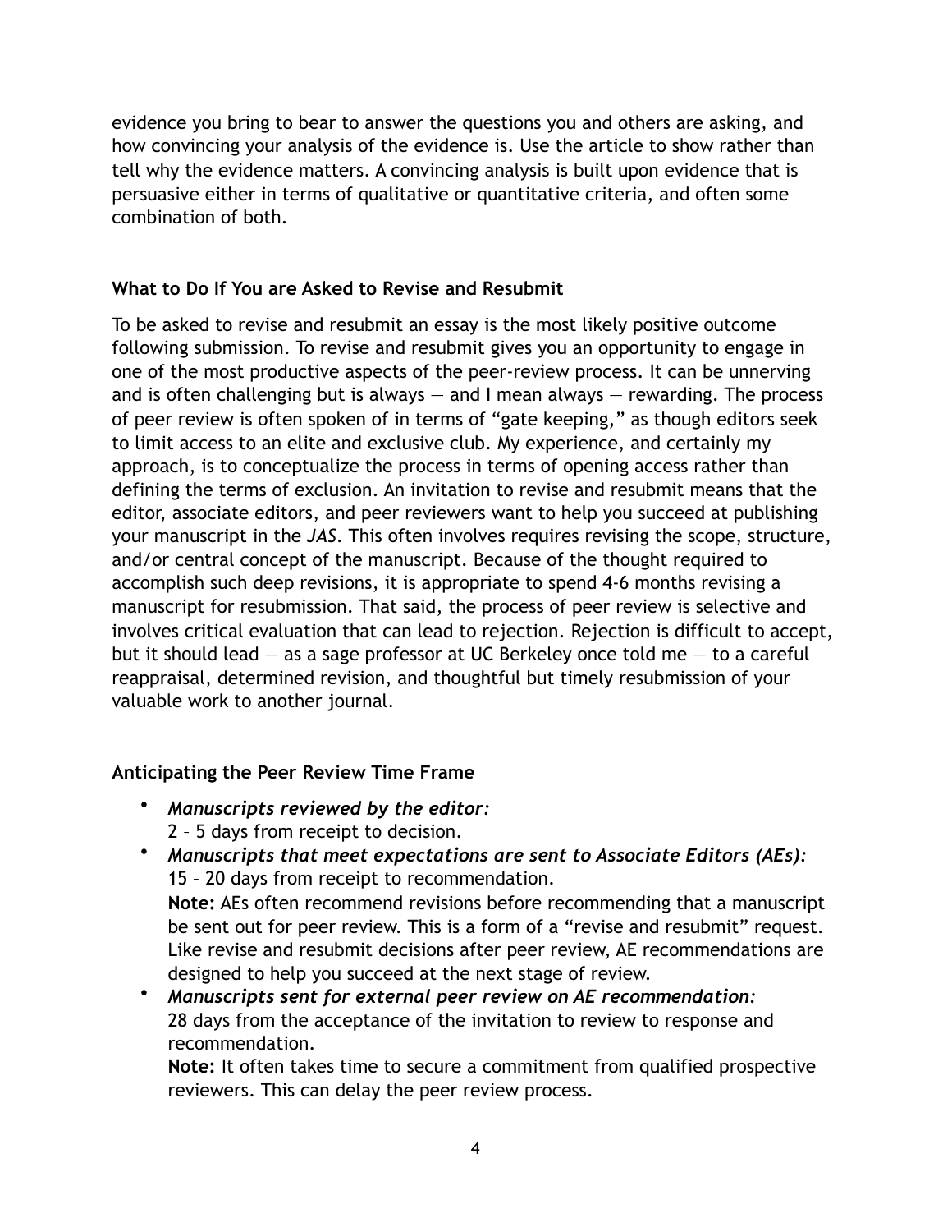evidence you bring to bear to answer the questions you and others are asking, and how convincing your analysis of the evidence is. Use the article to show rather than tell why the evidence matters. A convincing analysis is built upon evidence that is persuasive either in terms of qualitative or quantitative criteria, and often some combination of both.

### What to Do If You are Asked to Revise and Resubmit

To be asked to revise and resubmit an essay is the most likely positive outcome following submission. To revise and resubmit gives you an opportunity to engage in one of the most productive aspects of the peer-review process. It can be unnerving and is often challenging but is always — and I mean always — rewarding. The process of peer review is often spoken of in terms of "gate keeping," as though editors seek to limit access to an elite and exclusive club. My experience, and certainly my approach, is to conceptualize the process in terms of opening access rather than defining the terms of exclusion. An invitation to revise and resubmit means that the editor, associate editors, and peer reviewers want to help you succeed at publishing your manuscript in the *JAS*. This often involves requires revising the scope, structure, and/or central concept of the manuscript. Because of the thought required to accomplish such deep revisions, it is appropriate to spend 4-6 months revising a manuscript for resubmission. That said, the process of peer review is selective and involves critical evaluation that can lead to rejection. Rejection is difficult to accept, but it should lead — as a sage professor at UC Berkeley once told me — to a careful reappraisal, determined revision, and thoughtful but timely resubmission of your valuable work to another journal.

### Anticipating the Peer Review Time Frame

- ***Manuscripts reviewed by the editor:***
  2 – 5 days from receipt to decision.
- ***Manuscripts that meet expectations are sent to Associate Editors (AEs):***
  15 – 20 days from receipt to recommendation.
  **Note:** AEs often recommend revisions before recommending that a manuscript be sent out for peer review. This is a form of a "revise and resubmit" request. Like revise and resubmit decisions after peer review, AE recommendations are designed to help you succeed at the next stage of review.
- ***Manuscripts sent for external peer review on AE recommendation:***
  28 days from the acceptance of the invitation to review to response and recommendation.
  **Note:** It often takes time to secure a commitment from qualified prospective reviewers. This can delay the peer review process.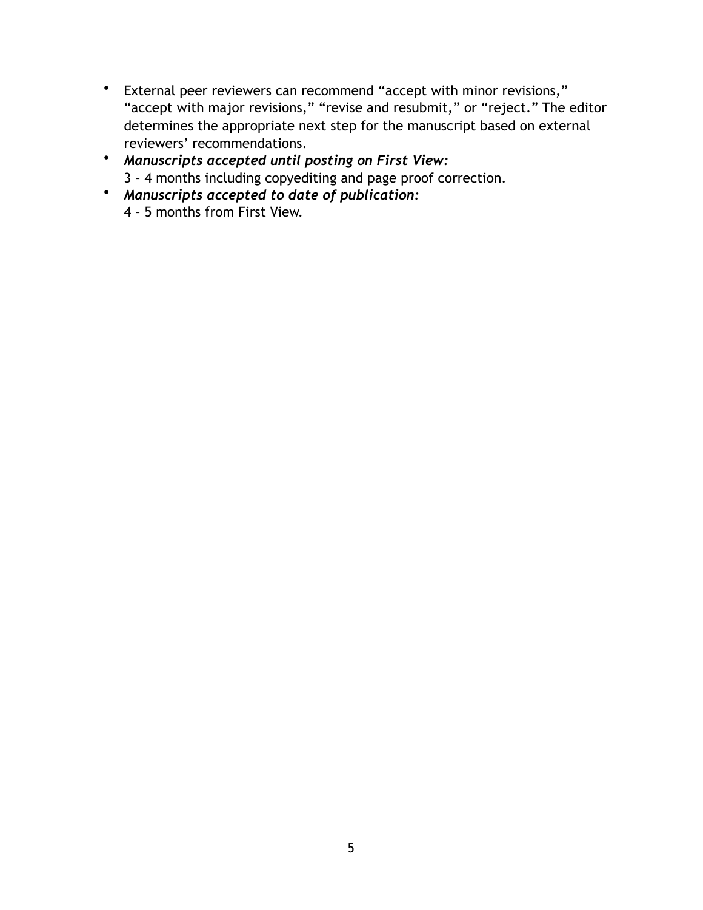- External peer reviewers can recommend "accept with minor revisions," "accept with major revisions," "revise and resubmit," or "reject." The editor determines the appropriate next step for the manuscript based on external reviewers' recommendations.
- ***Manuscripts accepted until posting on First View:***
  3 – 4 months including copyediting and page proof correction.
- ***Manuscripts accepted to date of publication:***
  4 – 5 months from First View.